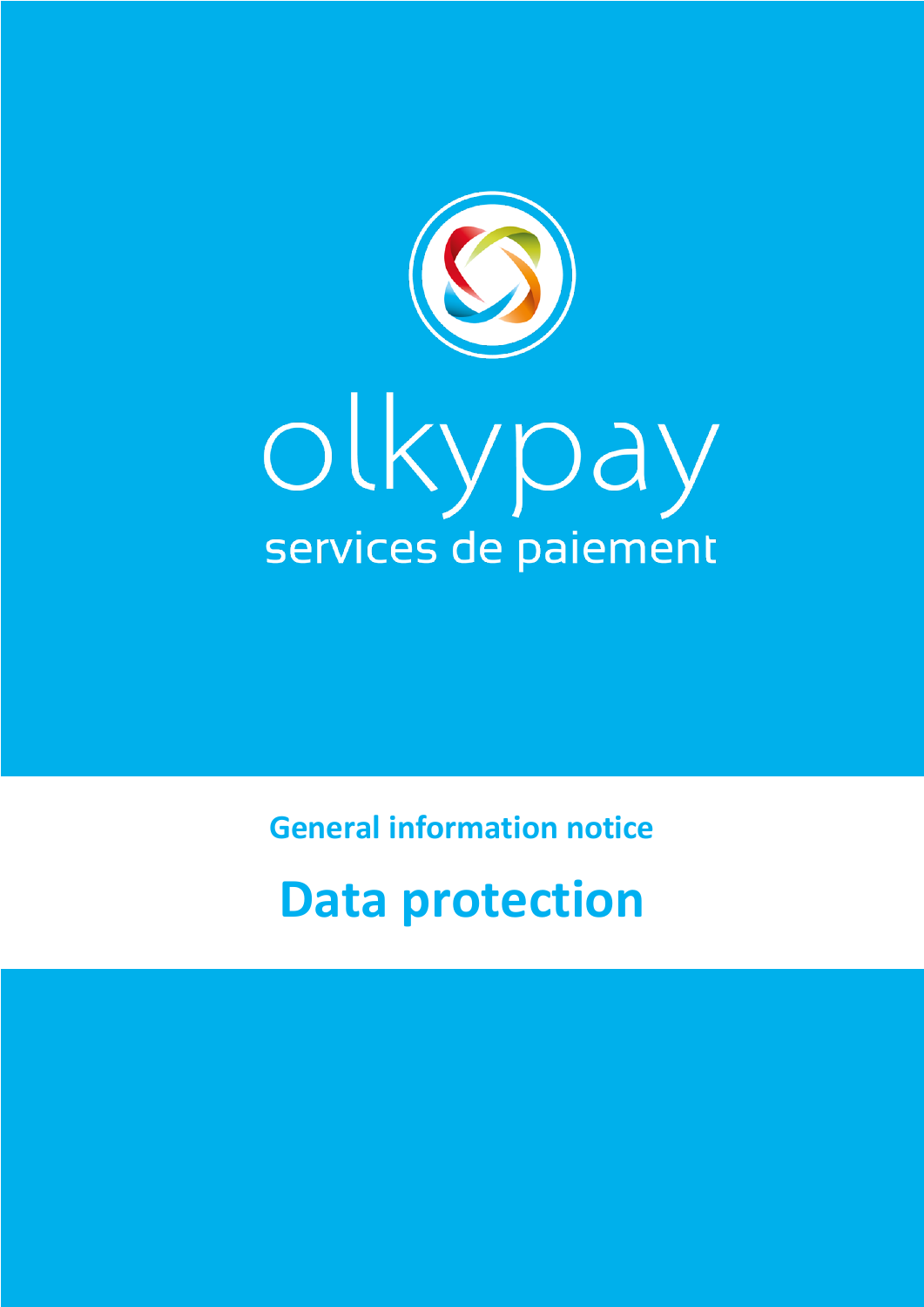olkypay

services de paiement

General information notice

# Data protection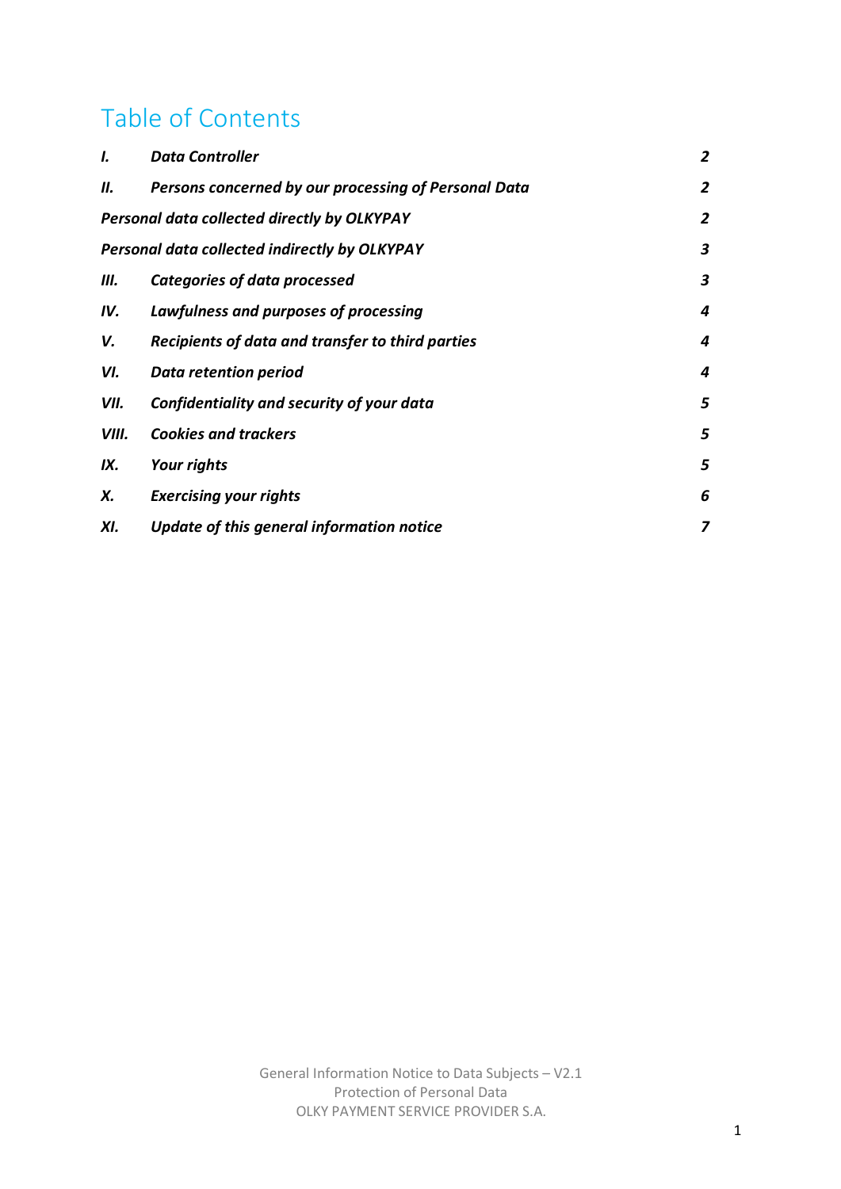# Table of Contents

| | | |
|---|---|---|
| ***I.*** | ***Data Controller*** | ***2*** |
| ***II.*** | ***Persons concerned by our processing of Personal Data*** | ***2*** |
| ***Personal data collected directly by OLKYPAY*** | | ***2*** |
| ***Personal data collected indirectly by OLKYPAY*** | | ***3*** |
| ***III.*** | ***Categories of data processed*** | ***3*** |
| ***IV.*** | ***Lawfulness and purposes of processing*** | ***4*** |
| ***V.*** | ***Recipients of data and transfer to third parties*** | ***4*** |
| ***VI.*** | ***Data retention period*** | ***4*** |
| ***VII.*** | ***Confidentiality and security of your data*** | ***5*** |
| ***VIII.*** | ***Cookies and trackers*** | ***5*** |
| ***IX.*** | ***Your rights*** | ***5*** |
| ***X.*** | ***Exercising your rights*** | ***6*** |
| ***XI.*** | ***Update of this general information notice*** | ***7*** |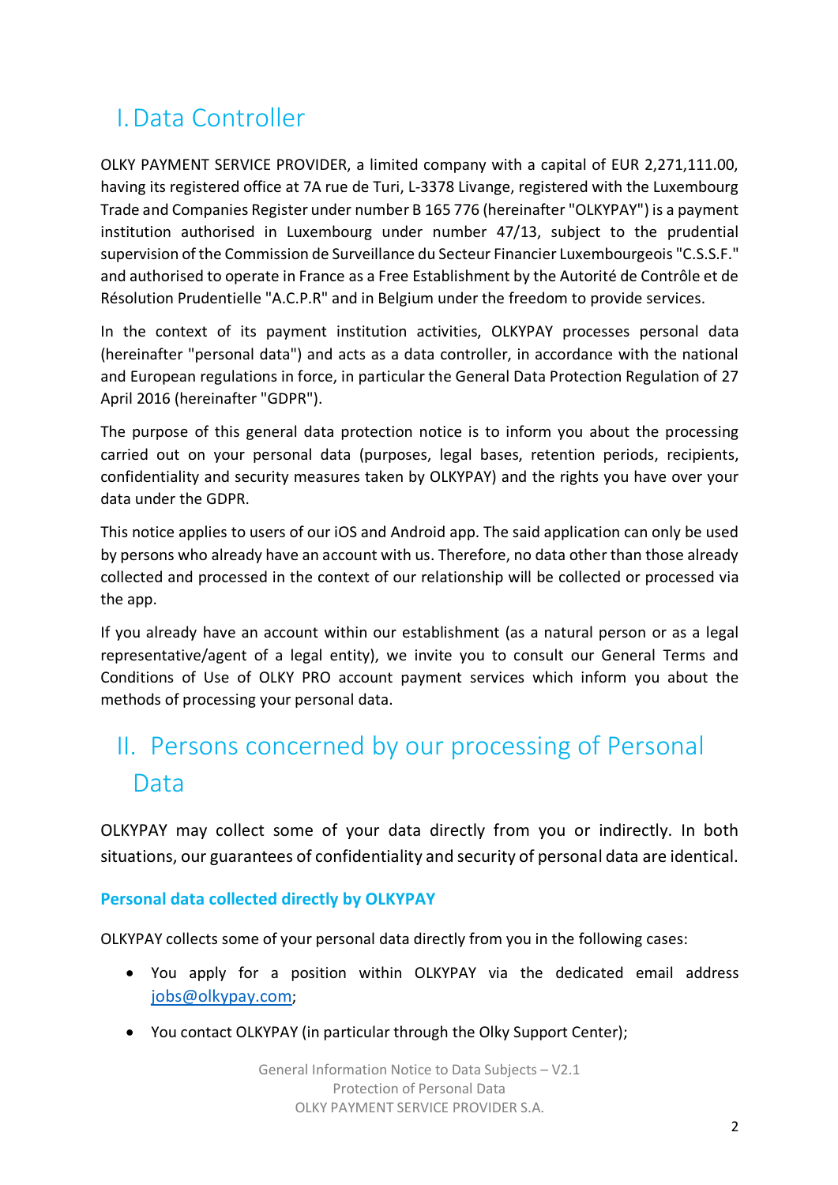# I. Data Controller

OLKY PAYMENT SERVICE PROVIDER, a limited company with a capital of EUR 2,271,111.00, having its registered office at 7A rue de Turi, L-3378 Livange, registered with the Luxembourg Trade and Companies Register under number B 165 776 (hereinafter "OLKYPAY") is a payment institution authorised in Luxembourg under number 47/13, subject to the prudential supervision of the Commission de Surveillance du Secteur Financier Luxembourgeois "C.S.S.F." and authorised to operate in France as a Free Establishment by the Autorité de Contrôle et de Résolution Prudentielle "A.C.P.R" and in Belgium under the freedom to provide services.

In the context of its payment institution activities, OLKYPAY processes personal data (hereinafter "personal data") and acts as a data controller, in accordance with the national and European regulations in force, in particular the General Data Protection Regulation of 27 April 2016 (hereinafter "GDPR").

The purpose of this general data protection notice is to inform you about the processing carried out on your personal data (purposes, legal bases, retention periods, recipients, confidentiality and security measures taken by OLKYPAY) and the rights you have over your data under the GDPR.

This notice applies to users of our iOS and Android app. The said application can only be used by persons who already have an account with us. Therefore, no data other than those already collected and processed in the context of our relationship will be collected or processed via the app.

If you already have an account within our establishment (as a natural person or as a legal representative/agent of a legal entity), we invite you to consult our General Terms and Conditions of Use of OLKY PRO account payment services which inform you about the methods of processing your personal data.

# II. Persons concerned by our processing of Personal Data

OLKYPAY may collect some of your data directly from you or indirectly. In both situations, our guarantees of confidentiality and security of personal data are identical.

### Personal data collected directly by OLKYPAY

OLKYPAY collects some of your personal data directly from you in the following cases:

- You apply for a position within OLKYPAY via the dedicated email address jobs@olkypay.com;
- You contact OLKYPAY (in particular through the Olky Support Center);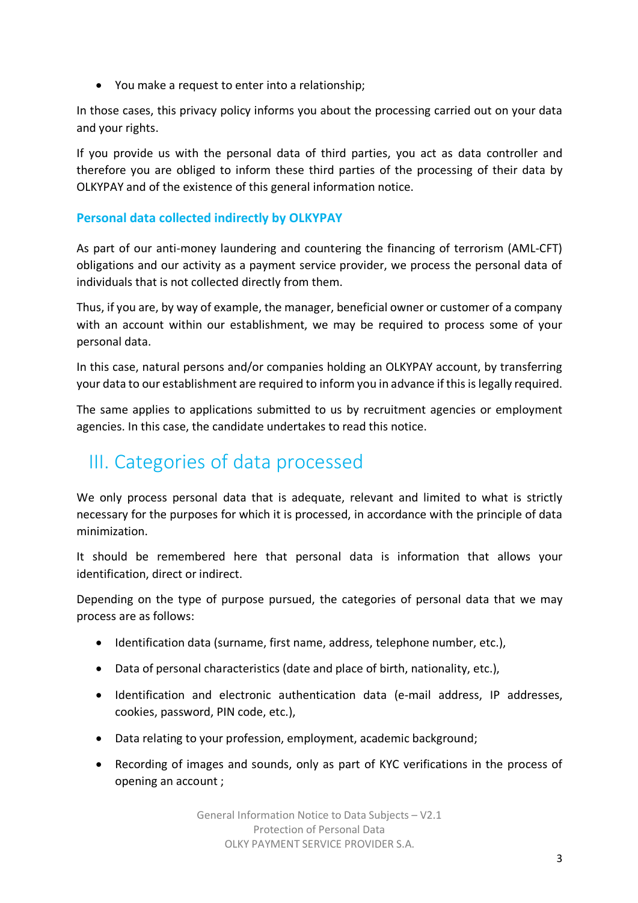- You make a request to enter into a relationship;

In those cases, this privacy policy informs you about the processing carried out on your data and your rights.

If you provide us with the personal data of third parties, you act as data controller and therefore you are obliged to inform these third parties of the processing of their data by OLKYPAY and of the existence of this general information notice.

### Personal data collected indirectly by OLKYPAY

As part of our anti-money laundering and countering the financing of terrorism (AML-CFT) obligations and our activity as a payment service provider, we process the personal data of individuals that is not collected directly from them.

Thus, if you are, by way of example, the manager, beneficial owner or customer of a company with an account within our establishment, we may be required to process some of your personal data.

In this case, natural persons and/or companies holding an OLKYPAY account, by transferring your data to our establishment are required to inform you in advance if this is legally required.

The same applies to applications submitted to us by recruitment agencies or employment agencies. In this case, the candidate undertakes to read this notice.

## III. Categories of data processed

We only process personal data that is adequate, relevant and limited to what is strictly necessary for the purposes for which it is processed, in accordance with the principle of data minimization.

It should be remembered here that personal data is information that allows your identification, direct or indirect.

Depending on the type of purpose pursued, the categories of personal data that we may process are as follows:

- Identification data (surname, first name, address, telephone number, etc.),
- Data of personal characteristics (date and place of birth, nationality, etc.),
- Identification and electronic authentication data (e-mail address, IP addresses, cookies, password, PIN code, etc.),
- Data relating to your profession, employment, academic background;
- Recording of images and sounds, only as part of KYC verifications in the process of opening an account ;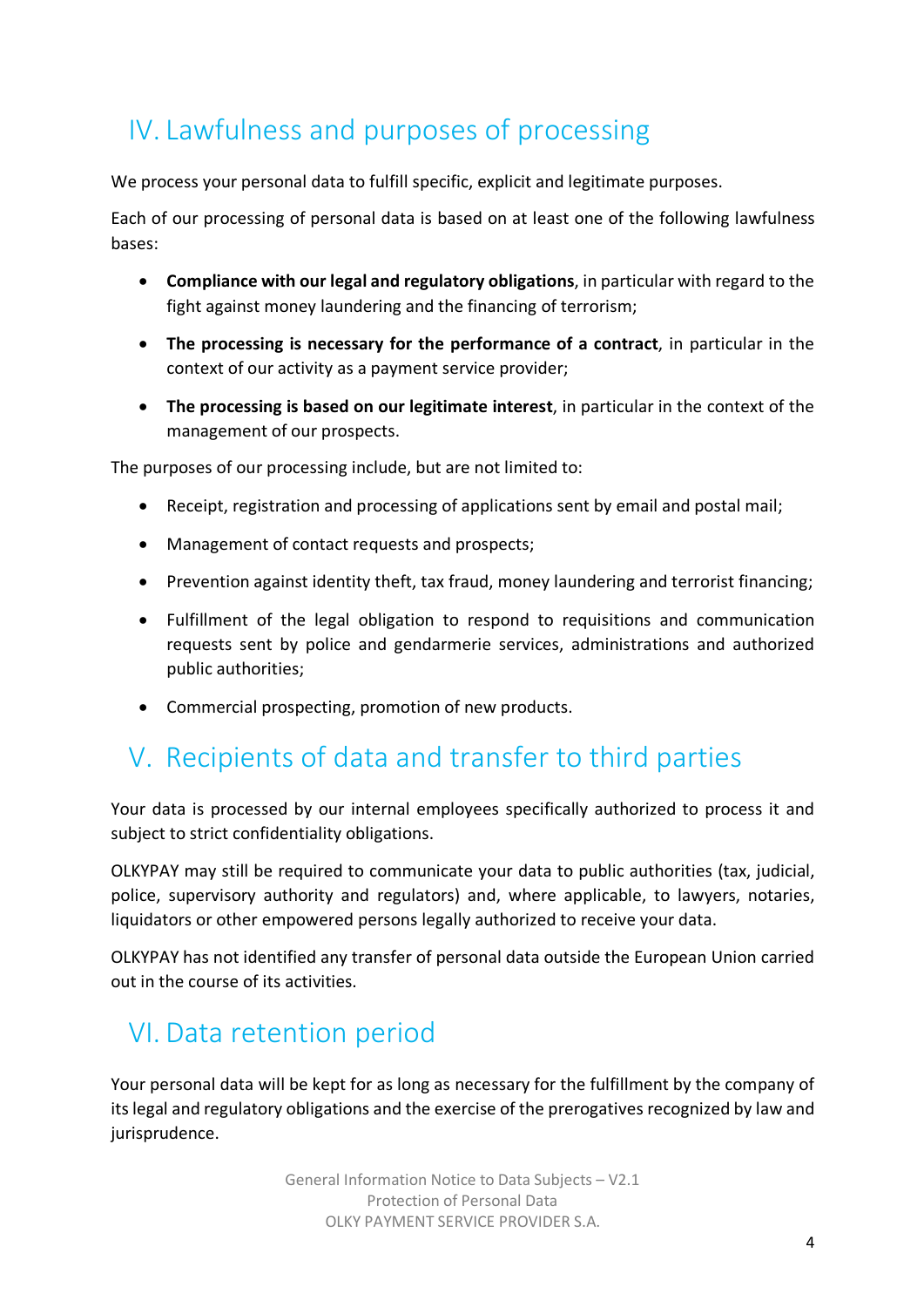## IV. Lawfulness and purposes of processing

We process your personal data to fulfill specific, explicit and legitimate purposes.

Each of our processing of personal data is based on at least one of the following lawfulness bases:

- **Compliance with our legal and regulatory obligations**, in particular with regard to the fight against money laundering and the financing of terrorism;
- **The processing is necessary for the performance of a contract**, in particular in the context of our activity as a payment service provider;
- **The processing is based on our legitimate interest**, in particular in the context of the management of our prospects.

The purposes of our processing include, but are not limited to:

- Receipt, registration and processing of applications sent by email and postal mail;
- Management of contact requests and prospects;
- Prevention against identity theft, tax fraud, money laundering and terrorist financing;
- Fulfillment of the legal obligation to respond to requisitions and communication requests sent by police and gendarmerie services, administrations and authorized public authorities;
- Commercial prospecting, promotion of new products.

## V. Recipients of data and transfer to third parties

Your data is processed by our internal employees specifically authorized to process it and subject to strict confidentiality obligations.

OLKYPAY may still be required to communicate your data to public authorities (tax, judicial, police, supervisory authority and regulators) and, where applicable, to lawyers, notaries, liquidators or other empowered persons legally authorized to receive your data.

OLKYPAY has not identified any transfer of personal data outside the European Union carried out in the course of its activities.

## VI. Data retention period

Your personal data will be kept for as long as necessary for the fulfillment by the company of its legal and regulatory obligations and the exercise of the prerogatives recognized by law and jurisprudence.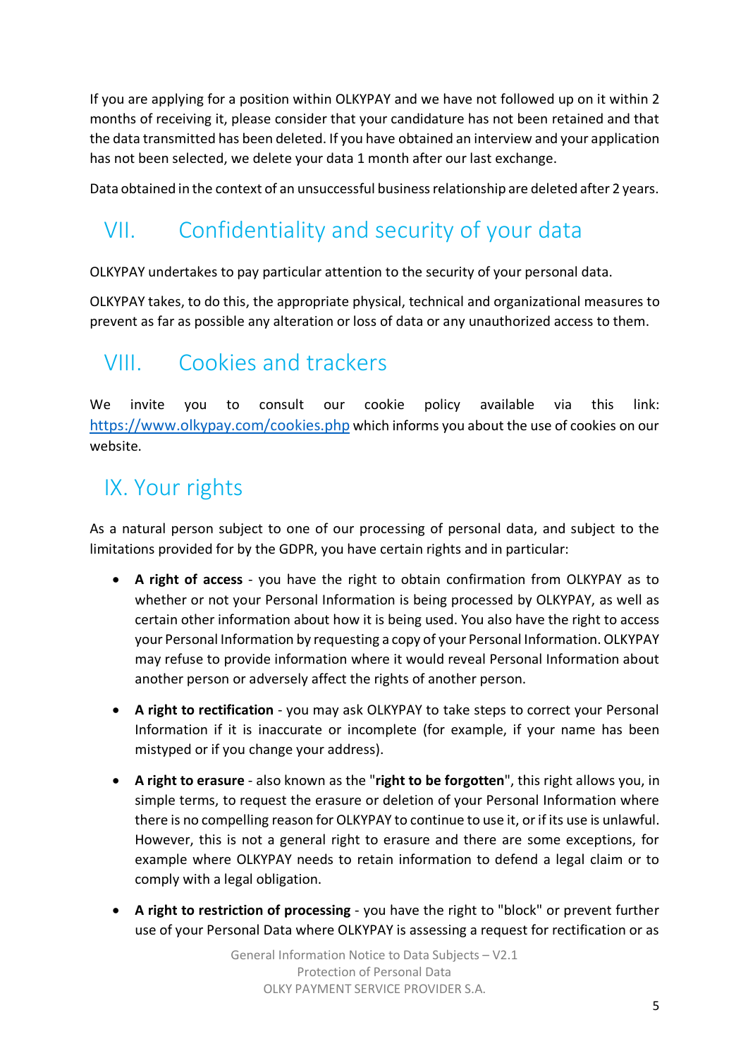If you are applying for a position within OLKYPAY and we have not followed up on it within 2 months of receiving it, please consider that your candidature has not been retained and that the data transmitted has been deleted. If you have obtained an interview and your application has not been selected, we delete your data 1 month after our last exchange.

Data obtained in the context of an unsuccessful business relationship are deleted after 2 years.

## VII. Confidentiality and security of your data

OLKYPAY undertakes to pay particular attention to the security of your personal data.

OLKYPAY takes, to do this, the appropriate physical, technical and organizational measures to prevent as far as possible any alteration or loss of data or any unauthorized access to them.

## VIII. Cookies and trackers

We invite you to consult our cookie policy available via this link: [https://www.olkypay.com/cookies.php](https://www.olkypay.com/cookies.php) which informs you about the use of cookies on our website.

## IX. Your rights

As a natural person subject to one of our processing of personal data, and subject to the limitations provided for by the GDPR, you have certain rights and in particular:

- **A right of access** - you have the right to obtain confirmation from OLKYPAY as to whether or not your Personal Information is being processed by OLKYPAY, as well as certain other information about how it is being used. You also have the right to access your Personal Information by requesting a copy of your Personal Information. OLKYPAY may refuse to provide information where it would reveal Personal Information about another person or adversely affect the rights of another person.

- **A right to rectification** - you may ask OLKYPAY to take steps to correct your Personal Information if it is inaccurate or incomplete (for example, if your name has been mistyped or if you change your address).

- **A right to erasure** - also known as the "**right to be forgotten**", this right allows you, in simple terms, to request the erasure or deletion of your Personal Information where there is no compelling reason for OLKYPAY to continue to use it, or if its use is unlawful. However, this is not a general right to erasure and there are some exceptions, for example where OLKYPAY needs to retain information to defend a legal claim or to comply with a legal obligation.

- **A right to restriction of processing** - you have the right to "block" or prevent further use of your Personal Data where OLKYPAY is assessing a request for rectification or as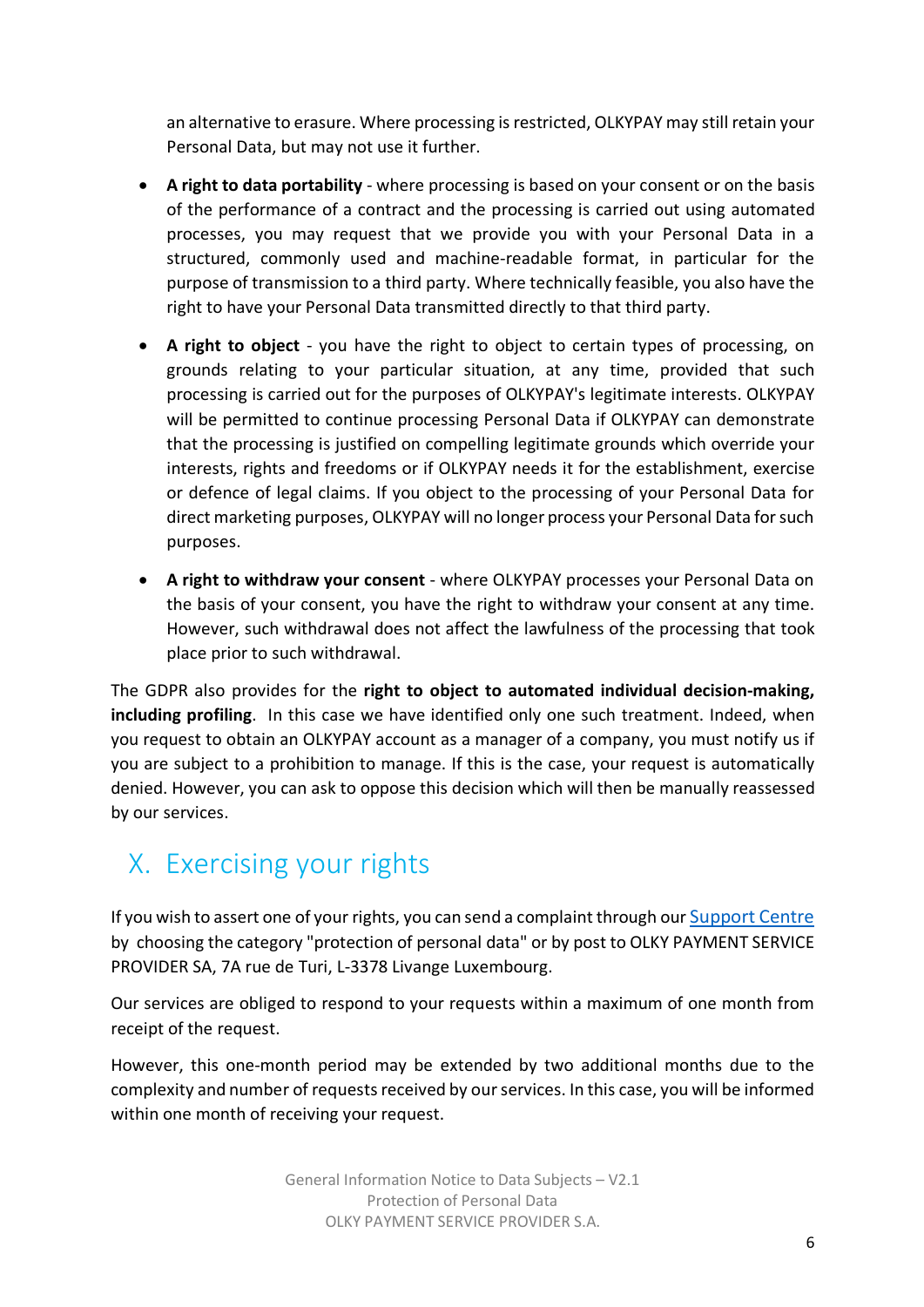an alternative to erasure. Where processing is restricted, OLKYPAY may still retain your Personal Data, but may not use it further.

- **A right to data portability** - where processing is based on your consent or on the basis of the performance of a contract and the processing is carried out using automated processes, you may request that we provide you with your Personal Data in a structured, commonly used and machine-readable format, in particular for the purpose of transmission to a third party. Where technically feasible, you also have the right to have your Personal Data transmitted directly to that third party.
- **A right to object** - you have the right to object to certain types of processing, on grounds relating to your particular situation, at any time, provided that such processing is carried out for the purposes of OLKYPAY's legitimate interests. OLKYPAY will be permitted to continue processing Personal Data if OLKYPAY can demonstrate that the processing is justified on compelling legitimate grounds which override your interests, rights and freedoms or if OLKYPAY needs it for the establishment, exercise or defence of legal claims. If you object to the processing of your Personal Data for direct marketing purposes, OLKYPAY will no longer process your Personal Data for such purposes.
- **A right to withdraw your consent** - where OLKYPAY processes your Personal Data on the basis of your consent, you have the right to withdraw your consent at any time. However, such withdrawal does not affect the lawfulness of the processing that took place prior to such withdrawal.

The GDPR also provides for the **right to object to automated individual decision-making, including profiling**. In this case we have identified only one such treatment. Indeed, when you request to obtain an OLKYPAY account as a manager of a company, you must notify us if you are subject to a prohibition to manage. If this is the case, your request is automatically denied. However, you can ask to oppose this decision which will then be manually reassessed by our services.

## X. Exercising your rights

If you wish to assert one of your rights, you can send a complaint through our Support Centre by choosing the category "protection of personal data" or by post to OLKY PAYMENT SERVICE PROVIDER SA, 7A rue de Turi, L-3378 Livange Luxembourg.

Our services are obliged to respond to your requests within a maximum of one month from receipt of the request.

However, this one-month period may be extended by two additional months due to the complexity and number of requests received by our services. In this case, you will be informed within one month of receiving your request.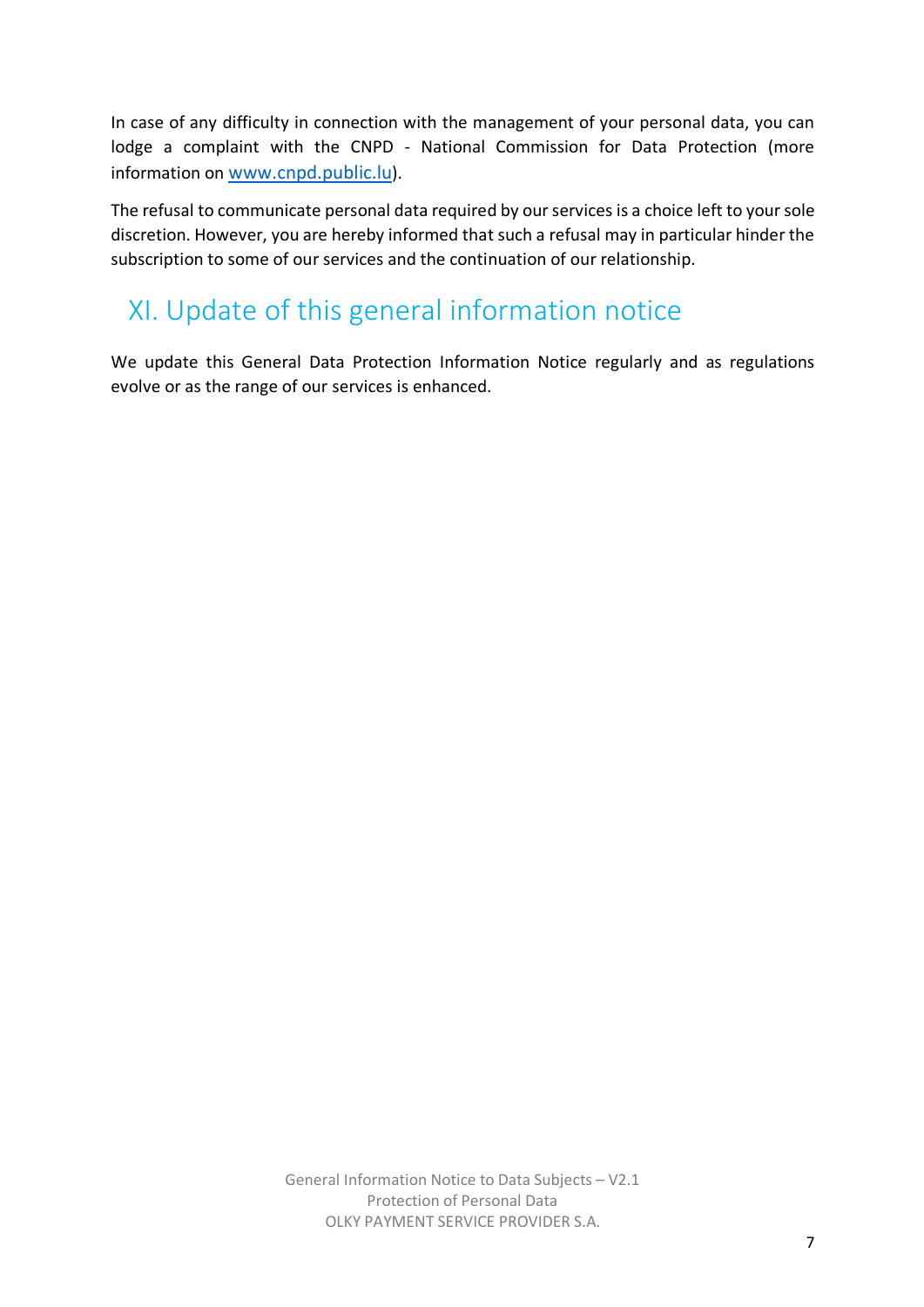In case of any difficulty in connection with the management of your personal data, you can lodge a complaint with the CNPD - National Commission for Data Protection (more information on [www.cnpd.public.lu](http://www.cnpd.public.lu)).

The refusal to communicate personal data required by our services is a choice left to your sole discretion. However, you are hereby informed that such a refusal may in particular hinder the subscription to some of our services and the continuation of our relationship.

## XI. Update of this general information notice

We update this General Data Protection Information Notice regularly and as regulations evolve or as the range of our services is enhanced.